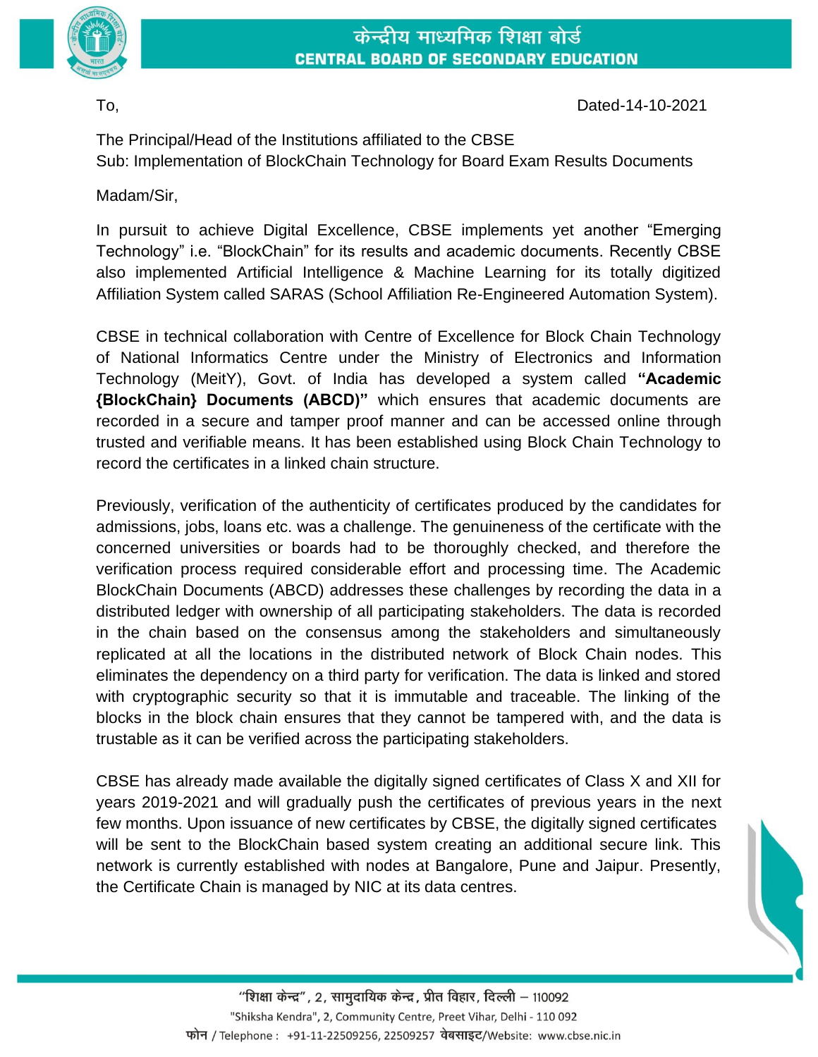# केन्द्रीय माध्यमिक शिक्षा बोर्ड
# CENTRAL BOARD OF SECONDARY EDUCATION

To,

Dated-14-10-2021

The Principal/Head of the Institutions affiliated to the CBSE
Sub: Implementation of BlockChain Technology for Board Exam Results Documents

Madam/Sir,

In pursuit to achieve Digital Excellence, CBSE implements yet another "Emerging Technology" i.e. "BlockChain" for its results and academic documents. Recently CBSE also implemented Artificial Intelligence & Machine Learning for its totally digitized Affiliation System called SARAS (School Affiliation Re-Engineered Automation System).

CBSE in technical collaboration with Centre of Excellence for Block Chain Technology of National Informatics Centre under the Ministry of Electronics and Information Technology (MeitY), Govt. of India has developed a system called **"Academic {BlockChain} Documents (ABCD)"** which ensures that academic documents are recorded in a secure and tamper proof manner and can be accessed online through trusted and verifiable means. It has been established using Block Chain Technology to record the certificates in a linked chain structure.

Previously, verification of the authenticity of certificates produced by the candidates for admissions, jobs, loans etc. was a challenge. The genuineness of the certificate with the concerned universities or boards had to be thoroughly checked, and therefore the verification process required considerable effort and processing time. The Academic BlockChain Documents (ABCD) addresses these challenges by recording the data in a distributed ledger with ownership of all participating stakeholders. The data is recorded in the chain based on the consensus among the stakeholders and simultaneously replicated at all the locations in the distributed network of Block Chain nodes. This eliminates the dependency on a third party for verification. The data is linked and stored with cryptographic security so that it is immutable and traceable. The linking of the blocks in the block chain ensures that they cannot be tampered with, and the data is trustable as it can be verified across the participating stakeholders.

CBSE has already made available the digitally signed certificates of Class X and XII for years 2019-2021 and will gradually push the certificates of previous years in the next few months. Upon issuance of new certificates by CBSE, the digitally signed certificates will be sent to the BlockChain based system creating an additional secure link. This network is currently established with nodes at Bangalore, Pune and Jaipur. Presently, the Certificate Chain is managed by NIC at its data centres.

"शिक्षा केन्द्र", 2, सामुदायिक केन्द्र, प्रीत विहार, दिल्ली – 110092
"Shiksha Kendra", 2, Community Centre, Preet Vihar, Delhi - 110 092
फोन / Telephone : +91-11-22509256, 22509257 वेबसाइट/Website: www.cbse.nic.in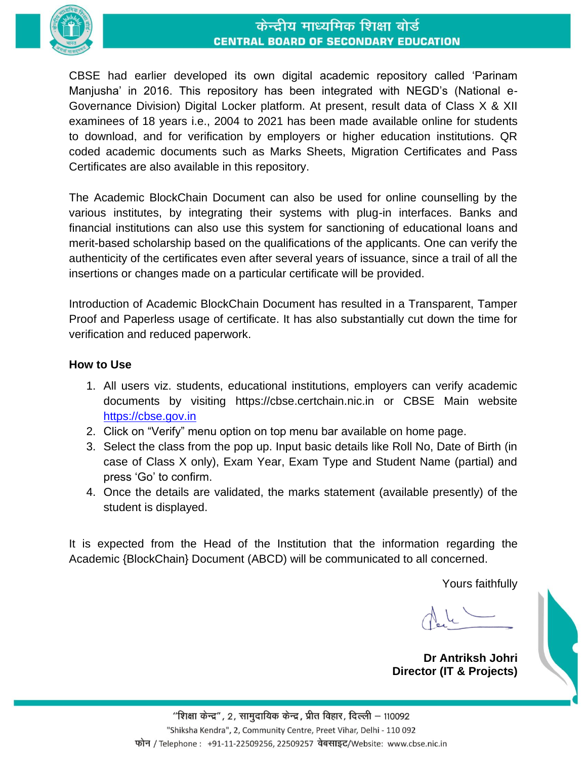CBSE had earlier developed its own digital academic repository called 'Parinam Manjusha' in 2016. This repository has been integrated with NEGD's (National e-Governance Division) Digital Locker platform. At present, result data of Class X & XII examinees of 18 years i.e., 2004 to 2021 has been made available online for students to download, and for verification by employers or higher education institutions. QR coded academic documents such as Marks Sheets, Migration Certificates and Pass Certificates are also available in this repository.

The Academic BlockChain Document can also be used for online counselling by the various institutes, by integrating their systems with plug-in interfaces. Banks and financial institutions can also use this system for sanctioning of educational loans and merit-based scholarship based on the qualifications of the applicants. One can verify the authenticity of the certificates even after several years of issuance, since a trail of all the insertions or changes made on a particular certificate will be provided.

Introduction of Academic BlockChain Document has resulted in a Transparent, Tamper Proof and Paperless usage of certificate. It has also substantially cut down the time for verification and reduced paperwork.

**How to Use**

1. All users viz. students, educational institutions, employers can verify academic documents by visiting https://cbse.certchain.nic.in or CBSE Main website https://cbse.gov.in
2. Click on "Verify" menu option on top menu bar available on home page.
3. Select the class from the pop up. Input basic details like Roll No, Date of Birth (in case of Class X only), Exam Year, Exam Type and Student Name (partial) and press 'Go' to confirm.
4. Once the details are validated, the marks statement (available presently) of the student is displayed.

It is expected from the Head of the Institution that the information regarding the Academic {BlockChain} Document (ABCD) will be communicated to all concerned.

Yours faithfully

**Dr Antriksh Johri**
**Director (IT & Projects)**

"शिक्षा केन्द्र", 2, सामुदायिक केन्द्र, प्रीत विहार, दिल्ली – 110092
"Shiksha Kendra", 2, Community Centre, Preet Vihar, Delhi - 110 092
फोन / Telephone : +91-11-22509256, 22509257 वेबसाइट/Website: www.cbse.nic.in